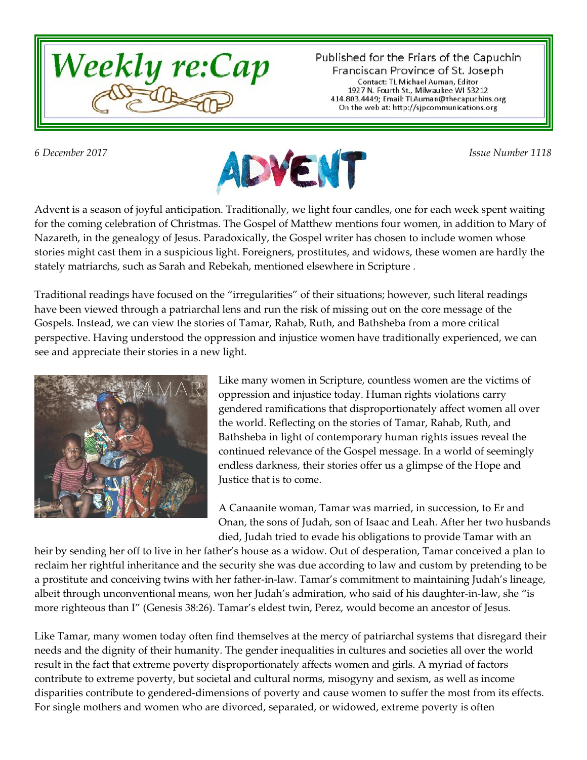# Weekly re:Cap

Published for the Friars of the Capuchin Franciscan Province of St. Joseph
Contact: TL Michael Auman, Editor
1927 N. Fourth St., Milwaukee WI 53212
414.803.4449; Email: TLAuman@thecapuchins.org
On the web at: http://sjpcommunications.org

*6 December 2017* *Issue Number 1118*

## ADVENT

Advent is a season of joyful anticipation. Traditionally, we light four candles, one for each week spent waiting for the coming celebration of Christmas. The Gospel of Matthew mentions four women, in addition to Mary of Nazareth, in the genealogy of Jesus. Paradoxically, the Gospel writer has chosen to include women whose stories might cast them in a suspicious light. Foreigners, prostitutes, and widows, these women are hardly the stately matriarchs, such as Sarah and Rebekah, mentioned elsewhere in Scripture .

Traditional readings have focused on the "irregularities" of their situations; however, such literal readings have been viewed through a patriarchal lens and run the risk of missing out on the core message of the Gospels. Instead, we can view the stories of Tamar, Rahab, Ruth, and Bathsheba from a more critical perspective. Having understood the oppression and injustice women have traditionally experienced, we can see and appreciate their stories in a new light.

TAMAR

Like many women in Scripture, countless women are the victims of oppression and injustice today. Human rights violations carry gendered ramifications that disproportionately affect women all over the world. Reflecting on the stories of Tamar, Rahab, Ruth, and Bathsheba in light of contemporary human rights issues reveal the continued relevance of the Gospel message. In a world of seemingly endless darkness, their stories offer us a glimpse of the Hope and Justice that is to come.

A Canaanite woman, Tamar was married, in succession, to Er and Onan, the sons of Judah, son of Isaac and Leah. After her two husbands died, Judah tried to evade his obligations to provide Tamar with an heir by sending her off to live in her father's house as a widow. Out of desperation, Tamar conceived a plan to reclaim her rightful inheritance and the security she was due according to law and custom by pretending to be a prostitute and conceiving twins with her father-in-law. Tamar's commitment to maintaining Judah's lineage, albeit through unconventional means, won her Judah's admiration, who said of his daughter-in-law, she "is more righteous than I" (Genesis 38:26). Tamar's eldest twin, Perez, would become an ancestor of Jesus.

Like Tamar, many women today often find themselves at the mercy of patriarchal systems that disregard their needs and the dignity of their humanity. The gender inequalities in cultures and societies all over the world result in the fact that extreme poverty disproportionately affects women and girls. A myriad of factors contribute to extreme poverty, but societal and cultural norms, misogyny and sexism, as well as income disparities contribute to gendered-dimensions of poverty and cause women to suffer the most from its effects. For single mothers and women who are divorced, separated, or widowed, extreme poverty is often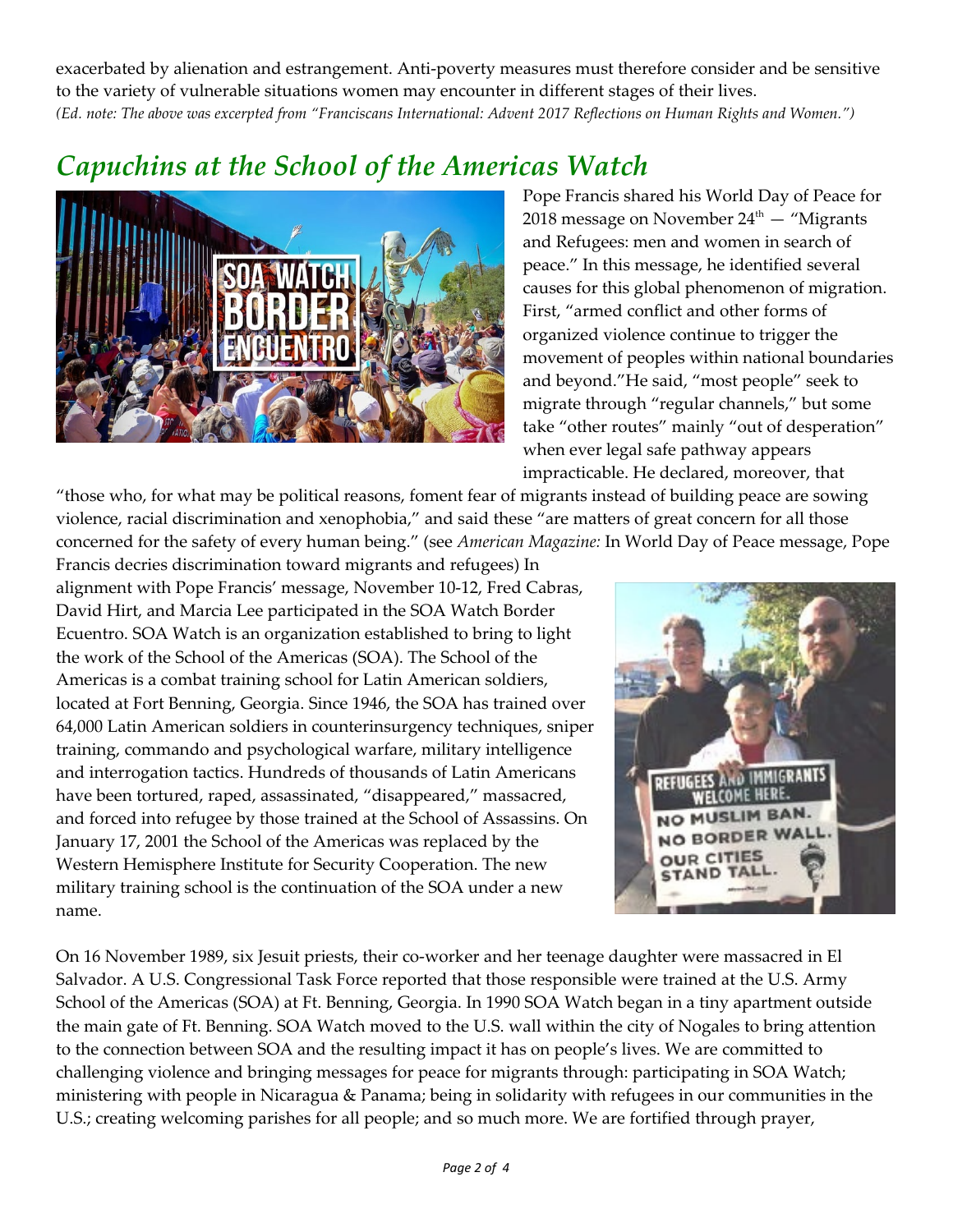exacerbated by alienation and estrangement. Anti-poverty measures must therefore consider and be sensitive to the variety of vulnerable situations women may encounter in different stages of their lives.
*(Ed. note: The above was excerpted from "Franciscans International: Advent 2017 Reflections on Human Rights and Women.")*

## *Capuchins at the School of the Americas Watch*

Pope Francis shared his World Day of Peace for 2018 message on November 24th — "Migrants and Refugees: men and women in search of peace." In this message, he identified several causes for this global phenomenon of migration. First, "armed conflict and other forms of organized violence continue to trigger the movement of peoples within national boundaries and beyond."He said, "most people" seek to migrate through "regular channels," but some take "other routes" mainly "out of desperation" when ever legal safe pathway appears impracticable. He declared, moreover, that "those who, for what may be political reasons, foment fear of migrants instead of building peace are sowing violence, racial discrimination and xenophobia," and said these "are matters of great concern for all those concerned for the safety of every human being." (see *American Magazine:* In World Day of Peace message, Pope Francis decries discrimination toward migrants and refugees) In alignment with Pope Francis' message, November 10-12, Fred Cabras, David Hirt, and Marcia Lee participated in the SOA Watch Border Ecuentro. SOA Watch is an organization established to bring to light the work of the School of the Americas (SOA). The School of the Americas is a combat training school for Latin American soldiers, located at Fort Benning, Georgia. Since 1946, the SOA has trained over 64,000 Latin American soldiers in counterinsurgency techniques, sniper training, commando and psychological warfare, military intelligence and interrogation tactics. Hundreds of thousands of Latin Americans have been tortured, raped, assassinated, "disappeared," massacred, and forced into refugee by those trained at the School of Assassins. On January 17, 2001 the School of the Americas was replaced by the Western Hemisphere Institute for Security Cooperation. The new military training school is the continuation of the SOA under a new name.

On 16 November 1989, six Jesuit priests, their co-worker and her teenage daughter were massacred in El Salvador. A U.S. Congressional Task Force reported that those responsible were trained at the U.S. Army School of the Americas (SOA) at Ft. Benning, Georgia. In 1990 SOA Watch began in a tiny apartment outside the main gate of Ft. Benning. SOA Watch moved to the U.S. wall within the city of Nogales to bring attention to the connection between SOA and the resulting impact it has on people's lives. We are committed to challenging violence and bringing messages for peace for migrants through: participating in SOA Watch; ministering with people in Nicaragua & Panama; being in solidarity with refugees in our communities in the U.S.; creating welcoming parishes for all people; and so much more. We are fortified through prayer,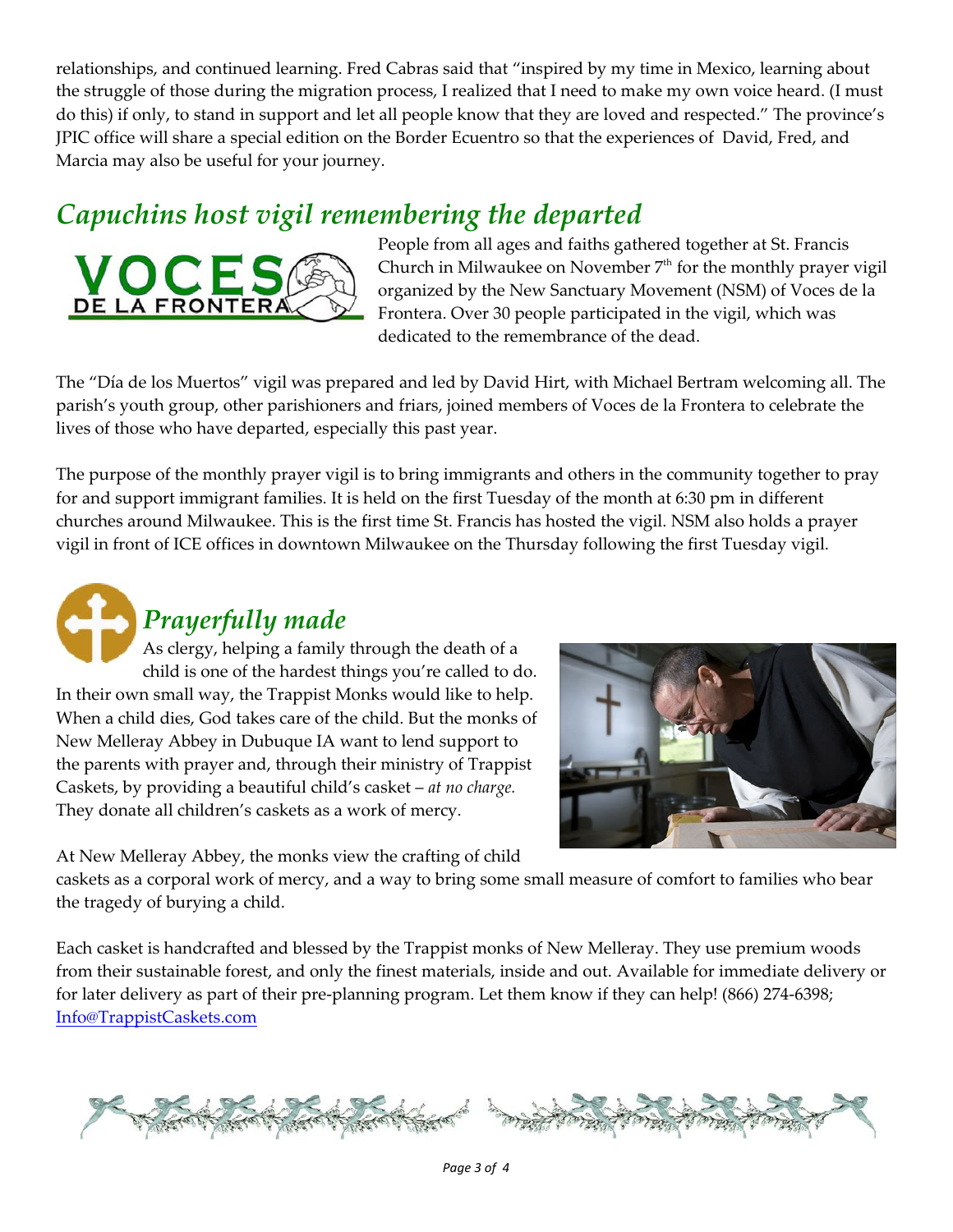relationships, and continued learning. Fred Cabras said that "inspired by my time in Mexico, learning about the struggle of those during the migration process, I realized that I need to make my own voice heard. (I must do this) if only, to stand in support and let all people know that they are loved and respected." The province's JPIC office will share a special edition on the Border Ecuentro so that the experiences of David, Fred, and Marcia may also be useful for your journey.

## *Capuchins host vigil remembering the departed*

People from all ages and faiths gathered together at St. Francis Church in Milwaukee on November 7th for the monthly prayer vigil organized by the New Sanctuary Movement (NSM) of Voces de la Frontera. Over 30 people participated in the vigil, which was dedicated to the remembrance of the dead.

The "Día de los Muertos" vigil was prepared and led by David Hirt, with Michael Bertram welcoming all. The parish's youth group, other parishioners and friars, joined members of Voces de la Frontera to celebrate the lives of those who have departed, especially this past year.

The purpose of the monthly prayer vigil is to bring immigrants and others in the community together to pray for and support immigrant families. It is held on the first Tuesday of the month at 6:30 pm in different churches around Milwaukee. This is the first time St. Francis has hosted the vigil. NSM also holds a prayer vigil in front of ICE offices in downtown Milwaukee on the Thursday following the first Tuesday vigil.

## *Prayerfully made*

As clergy, helping a family through the death of a child is one of the hardest things you're called to do. In their own small way, the Trappist Monks would like to help. When a child dies, God takes care of the child. But the monks of New Melleray Abbey in Dubuque IA want to lend support to the parents with prayer and, through their ministry of Trappist Caskets, by providing a beautiful child's casket – *at no charge.* They donate all children's caskets as a work of mercy.

At New Melleray Abbey, the monks view the crafting of child caskets as a corporal work of mercy, and a way to bring some small measure of comfort to families who bear the tragedy of burying a child.

Each casket is handcrafted and blessed by the Trappist monks of New Melleray. They use premium woods from their sustainable forest, and only the finest materials, inside and out. Available for immediate delivery or for later delivery as part of their pre-planning program. Let them know if they can help! (866) 274-6398; Info@TrappistCaskets.com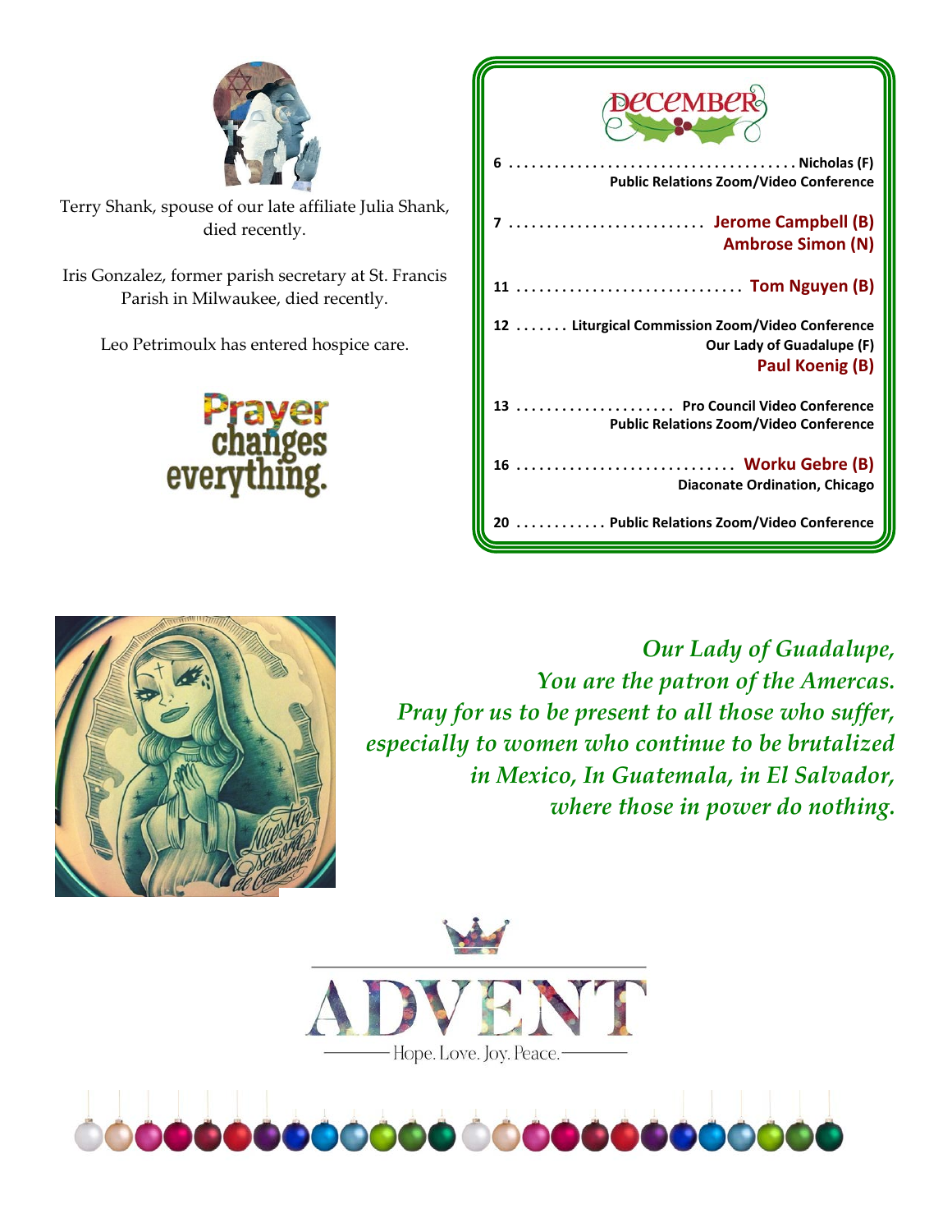Terry Shank, spouse of our late affiliate Julia Shank, died recently.

Iris Gonzalez, former parish secretary at St. Francis Parish in Milwaukee, died recently.

Leo Petrimoulx has entered hospice care.

Prayer changes everything.

## December

6 . . . . . . . . . . Nicholas (F)
Public Relations Zoom/Video Conference

7 . . . . . . . . . . **Jerome Campbell (B)**
**Ambrose Simon (N)**

11 . . . . . . . . . . **Tom Nguyen (B)**

12 . . . . . . . Liturgical Commission Zoom/Video Conference
Our Lady of Guadalupe (F)
**Paul Koenig (B)**

13 . . . . . . . . . . Pro Council Video Conference
Public Relations Zoom/Video Conference

16 . . . . . . . . . . **Worku Gebre (B)**
Diaconate Ordination, Chicago

20 . . . . . . . . . . Public Relations Zoom/Video Conference

*Our Lady of Guadalupe,*
*You are the patron of the Amercas.*
*Pray for us to be present to all those who suffer,*
*especially to women who continue to be brutalized*
*in Mexico, In Guatemala, in El Salvador,*
*where those in power do nothing.*

ADVENT

Hope. Love. Joy. Peace.